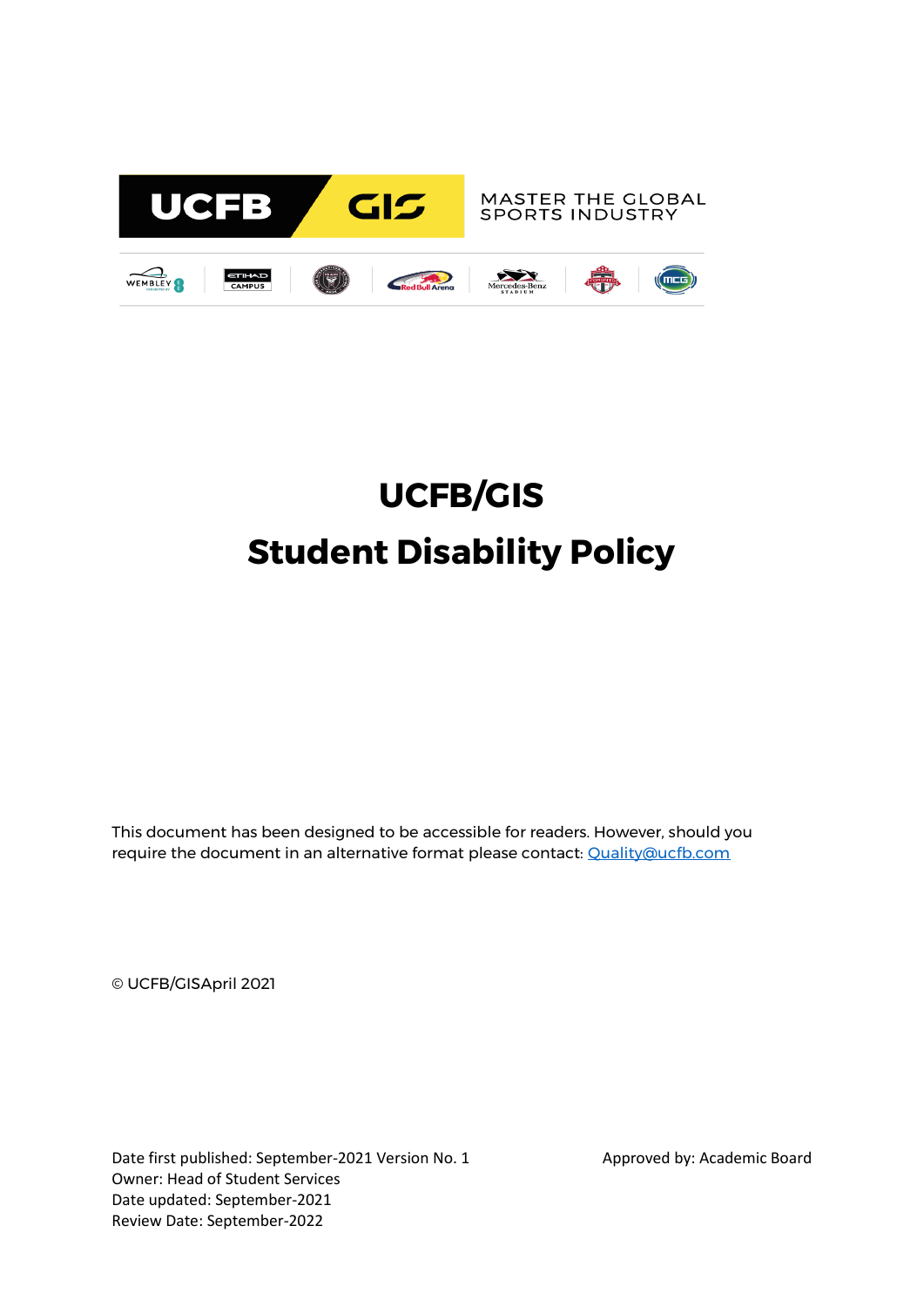UCFB GIS

MASTER THE GLOBAL SPORTS INDUSTRY

# UCFB/GIS

# Student Disability Policy

This document has been designed to be accessible for readers. However, should you require the document in an alternative format please contact: Quality@ucfb.com

© UCFB/GISApril 2021

Date first published: September-2021 Version No. 1
Owner: Head of Student Services
Date updated: September-2021
Review Date: September-2022

Approved by: Academic Board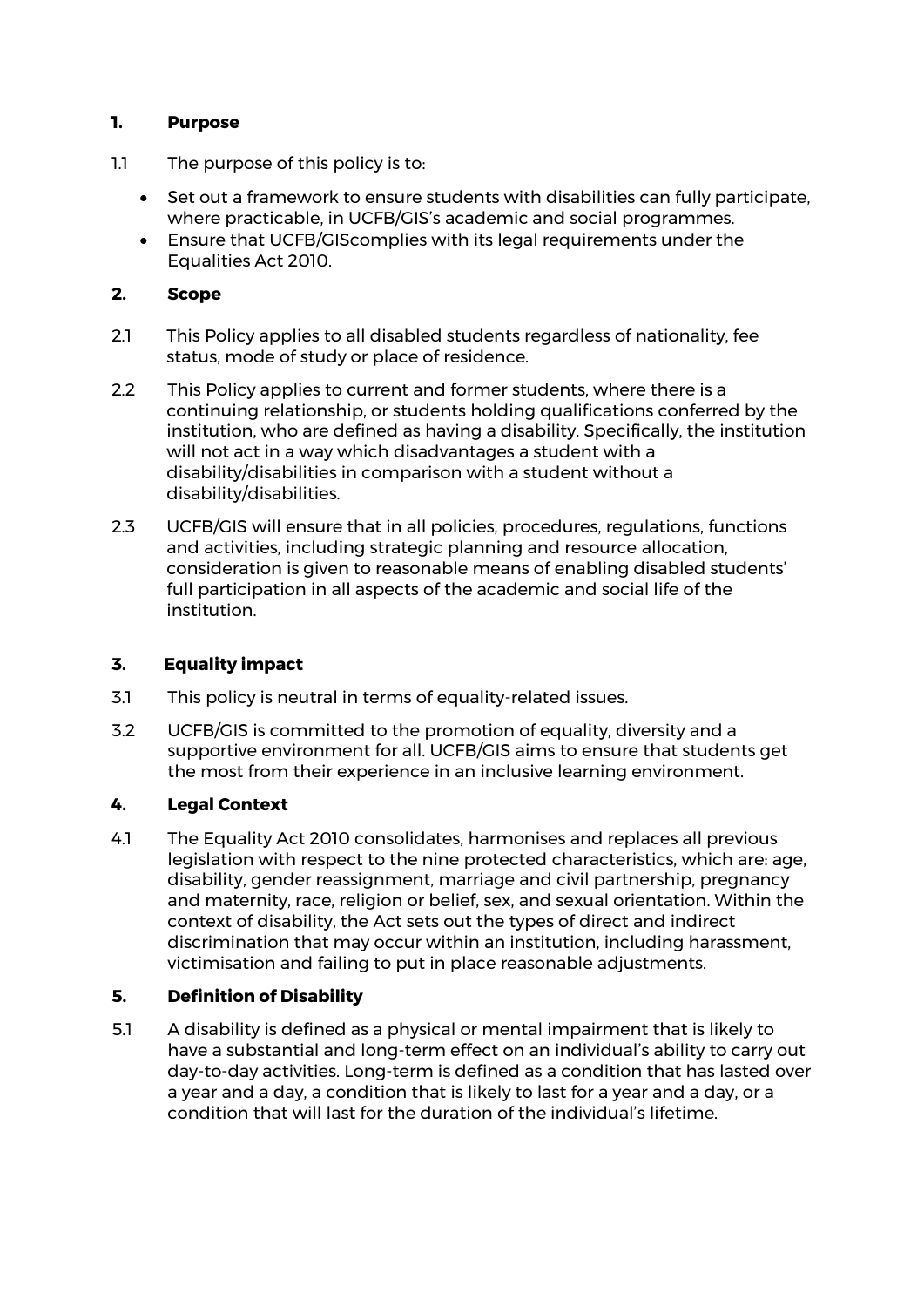## 1. Purpose

1.1 The purpose of this policy is to:

- Set out a framework to ensure students with disabilities can fully participate, where practicable, in UCFB/GIS's academic and social programmes.
- Ensure that UCFB/GIScomplies with its legal requirements under the Equalities Act 2010.

## 2. Scope

2.1 This Policy applies to all disabled students regardless of nationality, fee status, mode of study or place of residence.

2.2 This Policy applies to current and former students, where there is a continuing relationship, or students holding qualifications conferred by the institution, who are defined as having a disability. Specifically, the institution will not act in a way which disadvantages a student with a disability/disabilities in comparison with a student without a disability/disabilities.

2.3 UCFB/GIS will ensure that in all policies, procedures, regulations, functions and activities, including strategic planning and resource allocation, consideration is given to reasonable means of enabling disabled students' full participation in all aspects of the academic and social life of the institution.

## 3. Equality impact

3.1 This policy is neutral in terms of equality-related issues.

3.2 UCFB/GIS is committed to the promotion of equality, diversity and a supportive environment for all. UCFB/GIS aims to ensure that students get the most from their experience in an inclusive learning environment.

## 4. Legal Context

4.1 The Equality Act 2010 consolidates, harmonises and replaces all previous legislation with respect to the nine protected characteristics, which are: age, disability, gender reassignment, marriage and civil partnership, pregnancy and maternity, race, religion or belief, sex, and sexual orientation. Within the context of disability, the Act sets out the types of direct and indirect discrimination that may occur within an institution, including harassment, victimisation and failing to put in place reasonable adjustments.

## 5. Definition of Disability

5.1 A disability is defined as a physical or mental impairment that is likely to have a substantial and long-term effect on an individual's ability to carry out day-to-day activities. Long-term is defined as a condition that has lasted over a year and a day, a condition that is likely to last for a year and a day, or a condition that will last for the duration of the individual's lifetime.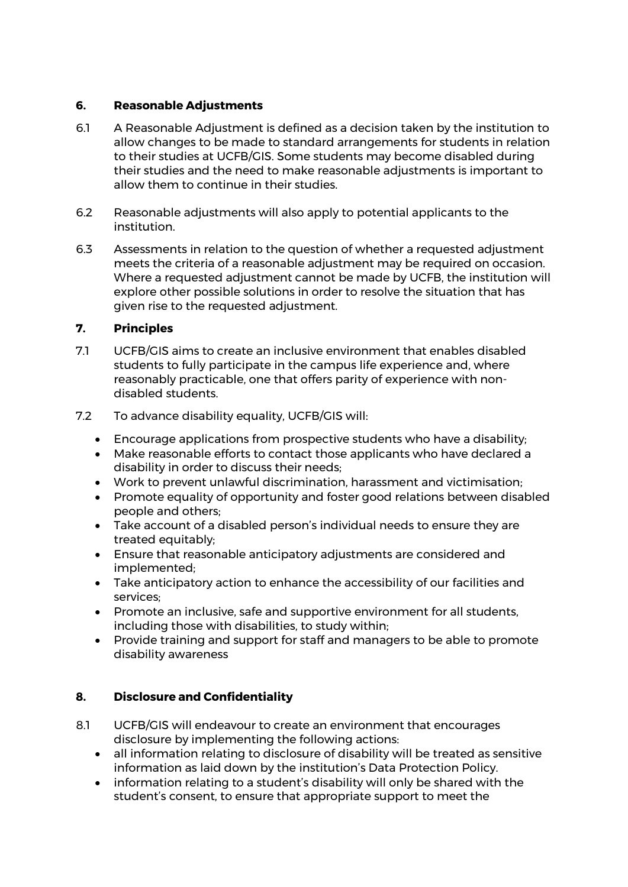## 6. Reasonable Adjustments

6.1 A Reasonable Adjustment is defined as a decision taken by the institution to allow changes to be made to standard arrangements for students in relation to their studies at UCFB/GIS. Some students may become disabled during their studies and the need to make reasonable adjustments is important to allow them to continue in their studies.

6.2 Reasonable adjustments will also apply to potential applicants to the institution.

6.3 Assessments in relation to the question of whether a requested adjustment meets the criteria of a reasonable adjustment may be required on occasion. Where a requested adjustment cannot be made by UCFB, the institution will explore other possible solutions in order to resolve the situation that has given rise to the requested adjustment.

## 7. Principles

7.1 UCFB/GIS aims to create an inclusive environment that enables disabled students to fully participate in the campus life experience and, where reasonably practicable, one that offers parity of experience with non-disabled students.

7.2 To advance disability equality, UCFB/GIS will:

- Encourage applications from prospective students who have a disability;
- Make reasonable efforts to contact those applicants who have declared a disability in order to discuss their needs;
- Work to prevent unlawful discrimination, harassment and victimisation;
- Promote equality of opportunity and foster good relations between disabled people and others;
- Take account of a disabled person's individual needs to ensure they are treated equitably;
- Ensure that reasonable anticipatory adjustments are considered and implemented;
- Take anticipatory action to enhance the accessibility of our facilities and services;
- Promote an inclusive, safe and supportive environment for all students, including those with disabilities, to study within;
- Provide training and support for staff and managers to be able to promote disability awareness

## 8. Disclosure and Confidentiality

8.1 UCFB/GIS will endeavour to create an environment that encourages disclosure by implementing the following actions:

- all information relating to disclosure of disability will be treated as sensitive information as laid down by the institution's Data Protection Policy.
- information relating to a student's disability will only be shared with the student's consent, to ensure that appropriate support to meet the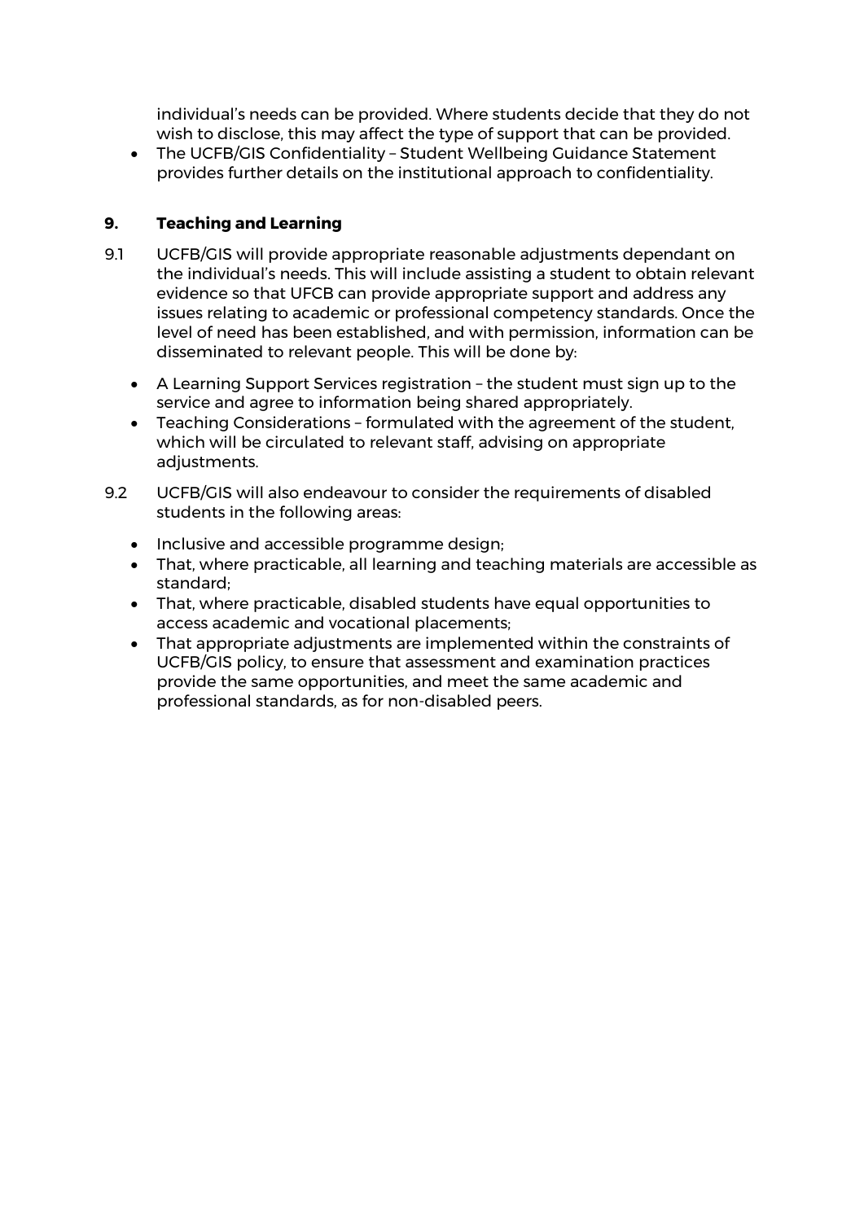individual's needs can be provided. Where students decide that they do not wish to disclose, this may affect the type of support that can be provided.

- The UCFB/GIS Confidentiality – Student Wellbeing Guidance Statement provides further details on the institutional approach to confidentiality.

## 9. Teaching and Learning

9.1 UCFB/GIS will provide appropriate reasonable adjustments dependant on the individual's needs. This will include assisting a student to obtain relevant evidence so that UFCB can provide appropriate support and address any issues relating to academic or professional competency standards. Once the level of need has been established, and with permission, information can be disseminated to relevant people. This will be done by:

- A Learning Support Services registration – the student must sign up to the service and agree to information being shared appropriately.
- Teaching Considerations – formulated with the agreement of the student, which will be circulated to relevant staff, advising on appropriate adjustments.

9.2 UCFB/GIS will also endeavour to consider the requirements of disabled students in the following areas:

- Inclusive and accessible programme design;
- That, where practicable, all learning and teaching materials are accessible as standard;
- That, where practicable, disabled students have equal opportunities to access academic and vocational placements;
- That appropriate adjustments are implemented within the constraints of UCFB/GIS policy, to ensure that assessment and examination practices provide the same opportunities, and meet the same academic and professional standards, as for non-disabled peers.